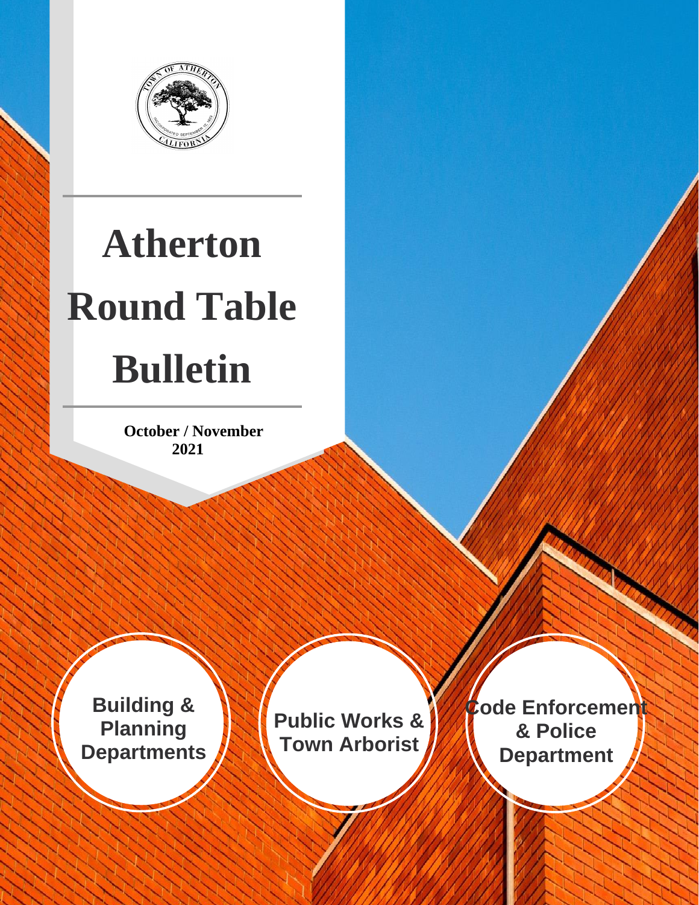# Atherton Round Table Bulletin

**October / November 2021**

**Building & Planning Departments**

**Public Works & Town Arborist**

**Code Enforcement & Police Department**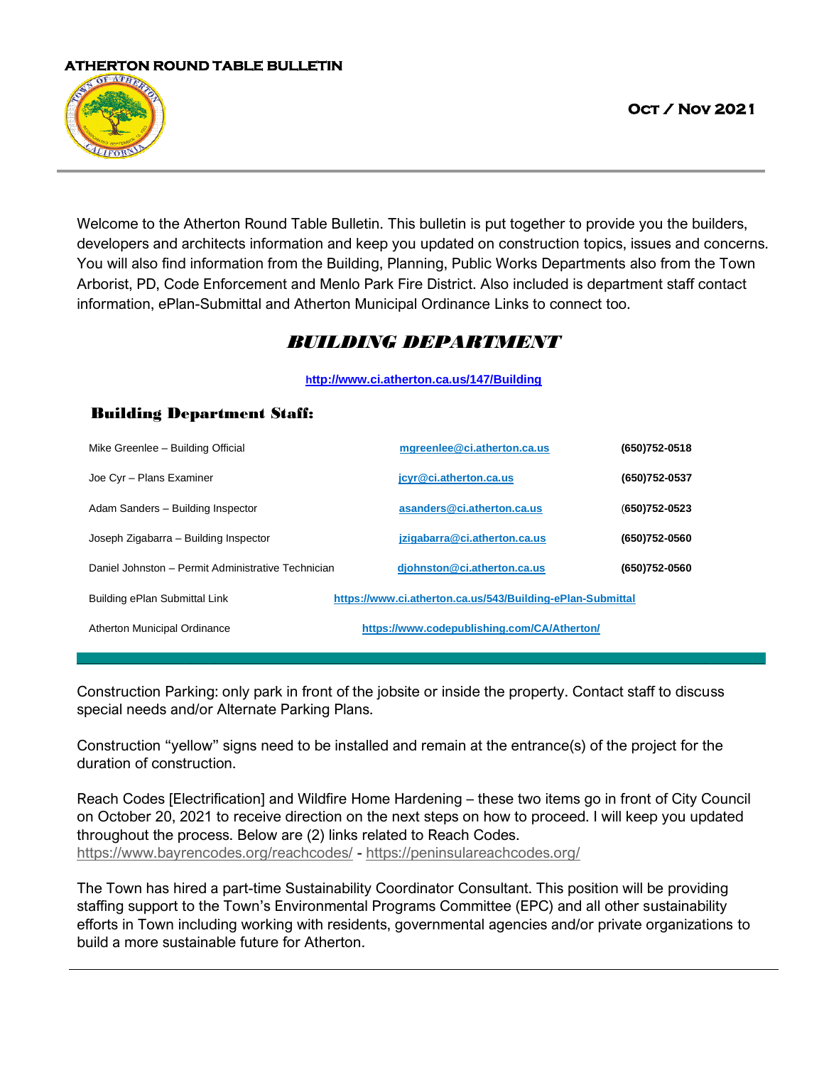**ATHERTON ROUND TABLE BULLETIN**

**OCT / NOV 2021**

Welcome to the Atherton Round Table Bulletin. This bulletin is put together to provide you the builders, developers and architects information and keep you updated on construction topics, issues and concerns. You will also find information from the Building, Planning, Public Works Departments also from the Town Arborist, PD, Code Enforcement and Menlo Park Fire District. Also included is department staff contact information, ePlan-Submittal and Atherton Municipal Ordinance Links to connect too.

# *BUILDING DEPARTMENT*

**http://www.ci.atherton.ca.us/147/Building**

## Building Department Staff:

| | | |
|---|---|---|
| Mike Greenlee – Building Official | mgreenlee@ci.atherton.ca.us | (650)752-0518 |
| Joe Cyr – Plans Examiner | jcyr@ci.atherton.ca.us | (650)752-0537 |
| Adam Sanders – Building Inspector | asanders@ci.atherton.ca.us | (650)752-0523 |
| Joseph Zigabarra – Building Inspector | jzigabarra@ci.atherton.ca.us | (650)752-0560 |
| Daniel Johnston – Permit Administrative Technician | djohnston@ci.atherton.ca.us | (650)752-0560 |
| Building ePlan Submittal Link | https://www.ci.atherton.ca.us/543/Building-ePlan-Submittal | |
| Atherton Municipal Ordinance | https://www.codepublishing.com/CA/Atherton/ | |

Construction Parking: only park in front of the jobsite or inside the property. Contact staff to discuss special needs and/or Alternate Parking Plans.

Construction "yellow" signs need to be installed and remain at the entrance(s) of the project for the duration of construction.

Reach Codes [Electrification] and Wildfire Home Hardening – these two items go in front of City Council on October 20, 2021 to receive direction on the next steps on how to proceed. I will keep you updated throughout the process. Below are (2) links related to Reach Codes.
https://www.bayrencodes.org/reachcodes/ - https://peninsulareachcodes.org/

The Town has hired a part-time Sustainability Coordinator Consultant. This position will be providing staffing support to the Town's Environmental Programs Committee (EPC) and all other sustainability efforts in Town including working with residents, governmental agencies and/or private organizations to build a more sustainable future for Atherton.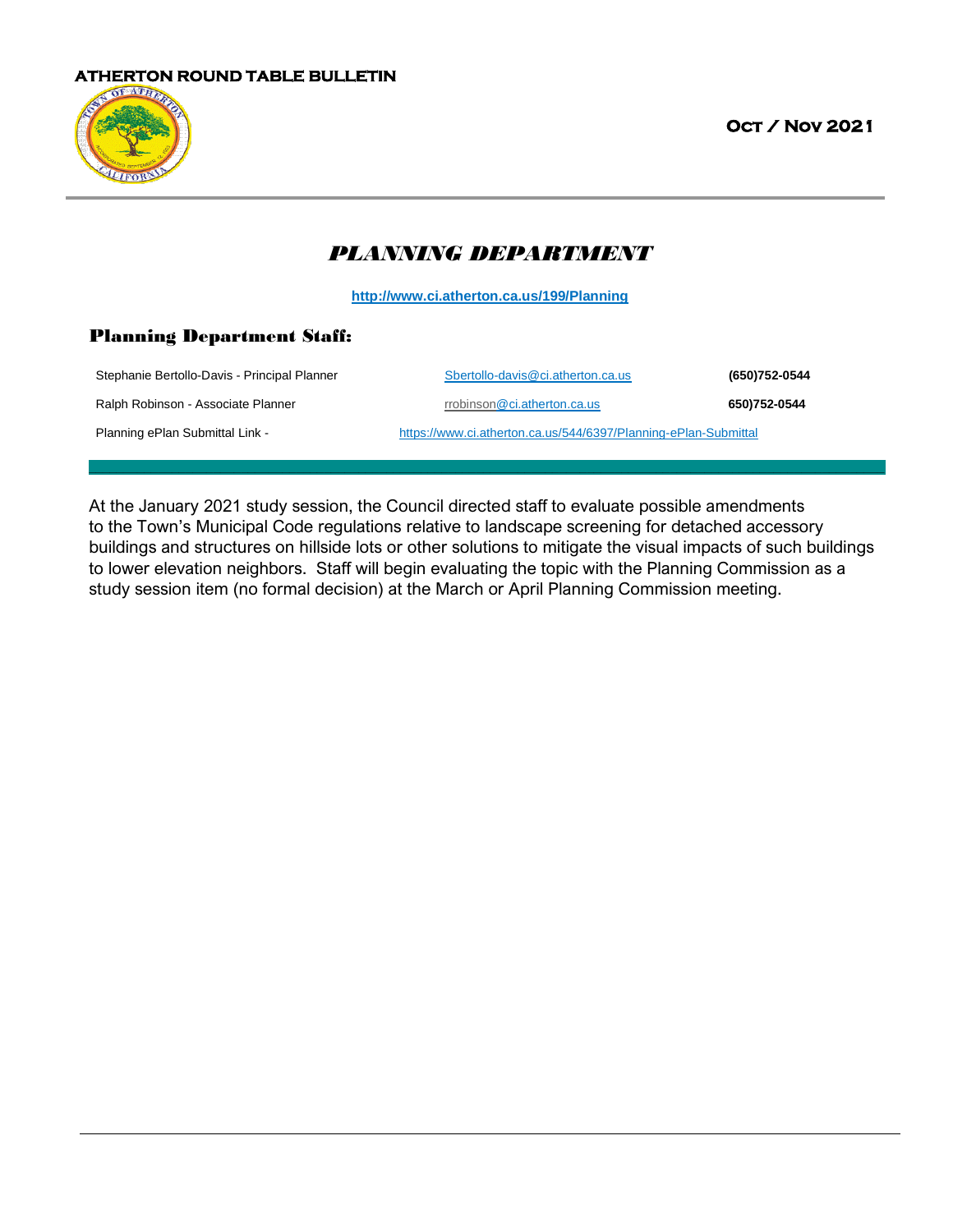# PLANNING DEPARTMENT

http://www.ci.atherton.ca.us/199/Planning

## Planning Department Staff:

| | | |
|---|---|---|
| Stephanie Bertollo-Davis - Principal Planner | Sbertollo-davis@ci.atherton.ca.us | (650)752-0544 |
| Ralph Robinson - Associate Planner | rrobinson@ci.atherton.ca.us | 650)752-0544 |
| Planning ePlan Submittal Link - | https://www.ci.atherton.ca.us/544/6397/Planning-ePlan-Submittal | |

At the January 2021 study session, the Council directed staff to evaluate possible amendments to the Town's Municipal Code regulations relative to landscape screening for detached accessory buildings and structures on hillside lots or other solutions to mitigate the visual impacts of such buildings to lower elevation neighbors. Staff will begin evaluating the topic with the Planning Commission as a study session item (no formal decision) at the March or April Planning Commission meeting.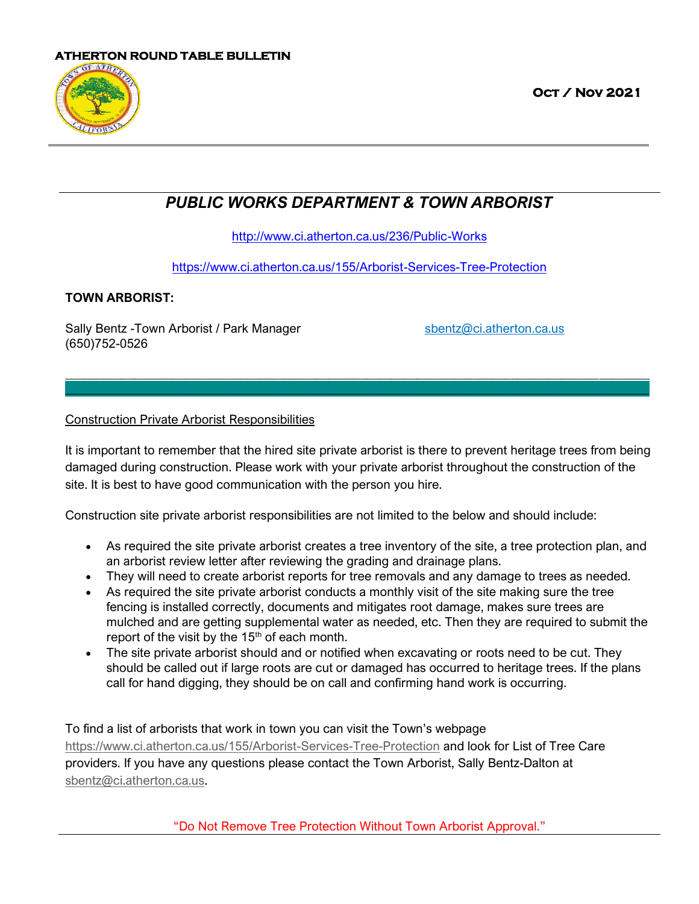**ATHERTON ROUND TABLE BULLETIN**

**OCT / NOV 2021**

## *PUBLIC WORKS DEPARTMENT & TOWN ARBORIST*

http://www.ci.atherton.ca.us/236/Public-Works

https://www.ci.atherton.ca.us/155/Arborist-Services-Tree-Protection

**TOWN ARBORIST:**

Sally Bentz -Town Arborist / Park Manager sbentz@ci.atherton.ca.us
(650)752-0526

Construction Private Arborist Responsibilities

It is important to remember that the hired site private arborist is there to prevent heritage trees from being damaged during construction. Please work with your private arborist throughout the construction of the site. It is best to have good communication with the person you hire.

Construction site private arborist responsibilities are not limited to the below and should include:

- As required the site private arborist creates a tree inventory of the site, a tree protection plan, and an arborist review letter after reviewing the grading and drainage plans.
- They will need to create arborist reports for tree removals and any damage to trees as needed.
- As required the site private arborist conducts a monthly visit of the site making sure the tree fencing is installed correctly, documents and mitigates root damage, makes sure trees are mulched and are getting supplemental water as needed, etc. Then they are required to submit the report of the visit by the 15th of each month.
- The site private arborist should and or notified when excavating or roots need to be cut. They should be called out if large roots are cut or damaged has occurred to heritage trees. If the plans call for hand digging, they should be on call and confirming hand work is occurring.

To find a list of arborists that work in town you can visit the Town's webpage https://www.ci.atherton.ca.us/155/Arborist-Services-Tree-Protection and look for List of Tree Care providers. If you have any questions please contact the Town Arborist, Sally Bentz-Dalton at sbentz@ci.atherton.ca.us.

"Do Not Remove Tree Protection Without Town Arborist Approval."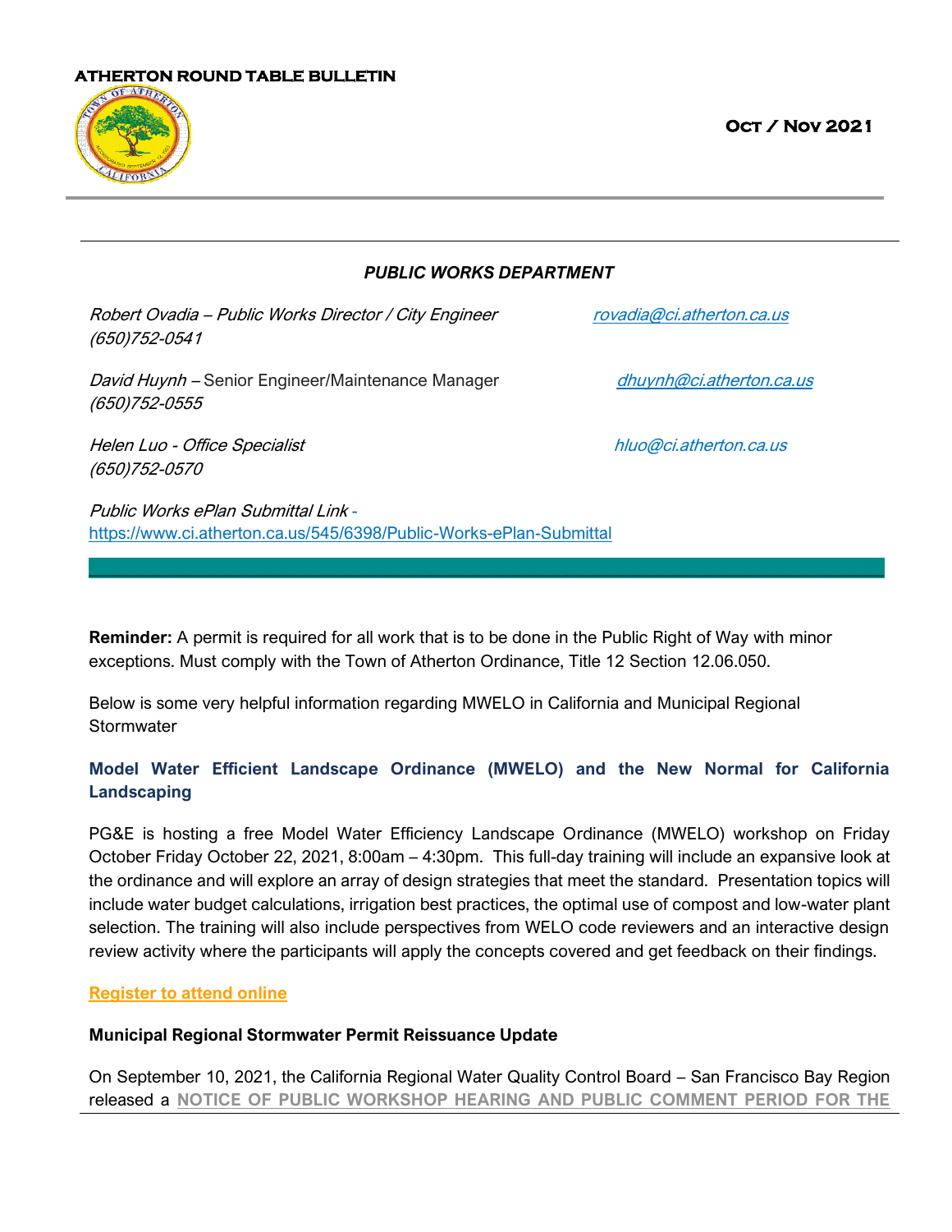**ATHERTON ROUND TABLE BULLETIN**

**Oct / Nov 2021**

***PUBLIC WORKS DEPARTMENT***

*Robert Ovadia – Public Works Director / City Engineer* *rovadia@ci.atherton.ca.us*
*(650)752-0541*

*David Huynh* – Senior Engineer/Maintenance Manager *dhuynh@ci.atherton.ca.us*
*(650)752-0555*

*Helen Luo - Office Specialist* *hluo@ci.atherton.ca.us*
*(650)752-0570*

*Public Works ePlan Submittal Link* - https://www.ci.atherton.ca.us/545/6398/Public-Works-ePlan-Submittal

**Reminder:** A permit is required for all work that is to be done in the Public Right of Way with minor exceptions. Must comply with the Town of Atherton Ordinance, Title 12 Section 12.06.050.

Below is some very helpful information regarding MWELO in California and Municipal Regional Stormwater

## Model Water Efficient Landscape Ordinance (MWELO) and the New Normal for California Landscaping

PG&E is hosting a free Model Water Efficiency Landscape Ordinance (MWELO) workshop on Friday October Friday October 22, 2021, 8:00am – 4:30pm. This full-day training will include an expansive look at the ordinance and will explore an array of design strategies that meet the standard. Presentation topics will include water budget calculations, irrigation best practices, the optimal use of compost and low-water plant selection. The training will also include perspectives from WELO code reviewers and an interactive design review activity where the participants will apply the concepts covered and get feedback on their findings.

**Register to attend online**

**Municipal Regional Stormwater Permit Reissuance Update**

On September 10, 2021, the California Regional Water Quality Control Board – San Francisco Bay Region released a **NOTICE OF PUBLIC WORKSHOP HEARING AND PUBLIC COMMENT PERIOD FOR THE**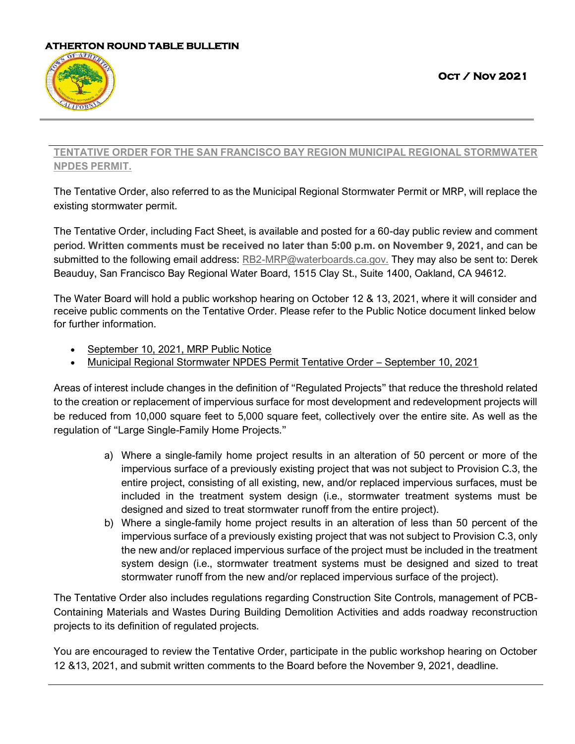## TENTATIVE ORDER FOR THE SAN FRANCISCO BAY REGION MUNICIPAL REGIONAL STORMWATER NPDES PERMIT.

The Tentative Order, also referred to as the Municipal Regional Stormwater Permit or MRP, will replace the existing stormwater permit.

The Tentative Order, including Fact Sheet, is available and posted for a 60-day public review and comment period. **Written comments must be received no later than 5:00 p.m. on November 9, 2021,** and can be submitted to the following email address: RB2-MRP@waterboards.ca.gov. They may also be sent to: Derek Beauduy, San Francisco Bay Regional Water Board, 1515 Clay St., Suite 1400, Oakland, CA 94612.

The Water Board will hold a public workshop hearing on October 12 & 13, 2021, where it will consider and receive public comments on the Tentative Order. Please refer to the Public Notice document linked below for further information.

- September 10, 2021, MRP Public Notice
- Municipal Regional Stormwater NPDES Permit Tentative Order – September 10, 2021

Areas of interest include changes in the definition of "Regulated Projects" that reduce the threshold related to the creation or replacement of impervious surface for most development and redevelopment projects will be reduced from 10,000 square feet to 5,000 square feet, collectively over the entire site. As well as the regulation of "Large Single-Family Home Projects."

a) Where a single-family home project results in an alteration of 50 percent or more of the impervious surface of a previously existing project that was not subject to Provision C.3, the entire project, consisting of all existing, new, and/or replaced impervious surfaces, must be included in the treatment system design (i.e., stormwater treatment systems must be designed and sized to treat stormwater runoff from the entire project).

b) Where a single-family home project results in an alteration of less than 50 percent of the impervious surface of a previously existing project that was not subject to Provision C.3, only the new and/or replaced impervious surface of the project must be included in the treatment system design (i.e., stormwater treatment systems must be designed and sized to treat stormwater runoff from the new and/or replaced impervious surface of the project).

The Tentative Order also includes regulations regarding Construction Site Controls, management of PCB-Containing Materials and Wastes During Building Demolition Activities and adds roadway reconstruction projects to its definition of regulated projects.

You are encouraged to review the Tentative Order, participate in the public workshop hearing on October 12 &13, 2021, and submit written comments to the Board before the November 9, 2021, deadline.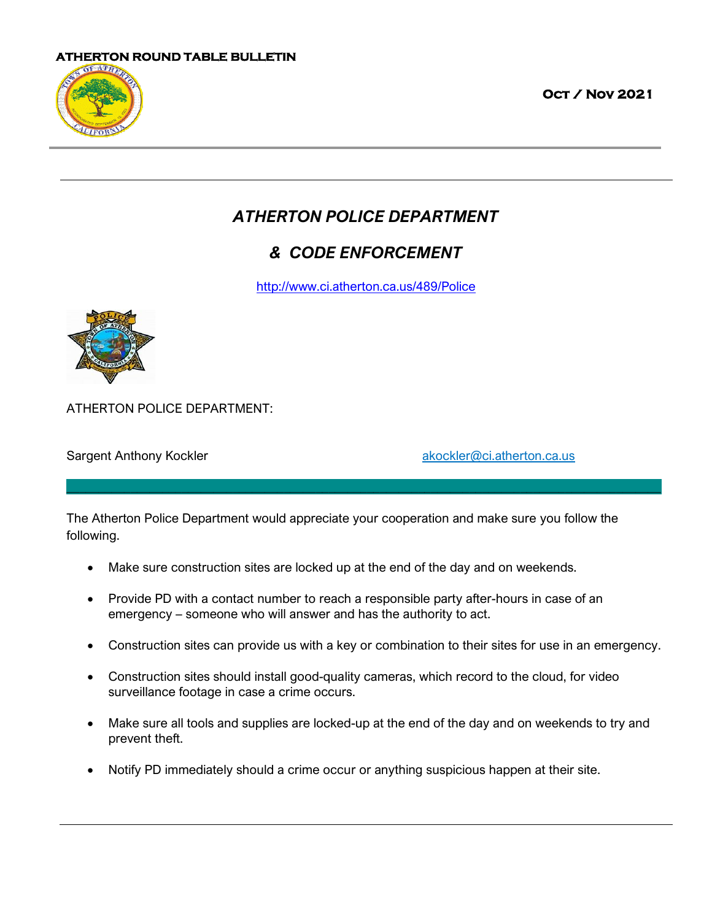ATHERTON ROUND TABLE BULLETIN

OCT / NOV 2021

## *ATHERTON POLICE DEPARTMENT*

## *& CODE ENFORCEMENT*

http://www.ci.atherton.ca.us/489/Police

ATHERTON POLICE DEPARTMENT:

Sargent Anthony Kockler akockler@ci.atherton.ca.us

The Atherton Police Department would appreciate your cooperation and make sure you follow the following.

- Make sure construction sites are locked up at the end of the day and on weekends.
- Provide PD with a contact number to reach a responsible party after-hours in case of an emergency – someone who will answer and has the authority to act.
- Construction sites can provide us with a key or combination to their sites for use in an emergency.
- Construction sites should install good-quality cameras, which record to the cloud, for video surveillance footage in case a crime occurs.
- Make sure all tools and supplies are locked-up at the end of the day and on weekends to try and prevent theft.
- Notify PD immediately should a crime occur or anything suspicious happen at their site.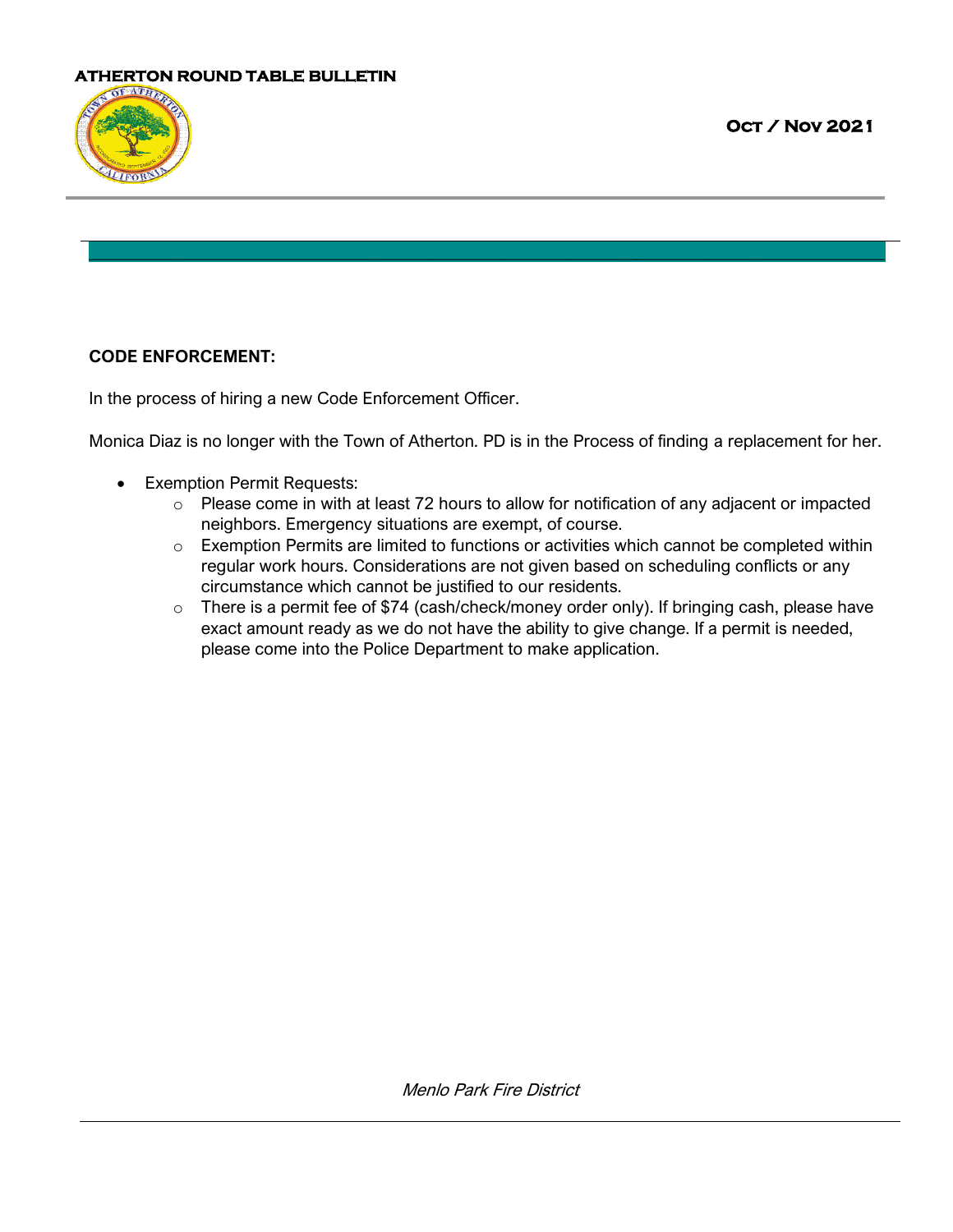## CODE ENFORCEMENT:

In the process of hiring a new Code Enforcement Officer.

Monica Diaz is no longer with the Town of Atherton. PD is in the Process of finding a replacement for her.

- Exemption Permit Requests:
  - Please come in with at least 72 hours to allow for notification of any adjacent or impacted neighbors. Emergency situations are exempt, of course.
  - Exemption Permits are limited to functions or activities which cannot be completed within regular work hours. Considerations are not given based on scheduling conflicts or any circumstance which cannot be justified to our residents.
  - There is a permit fee of $74 (cash/check/money order only). If bringing cash, please have exact amount ready as we do not have the ability to give change. If a permit is needed, please come into the Police Department to make application.

*Menlo Park Fire District*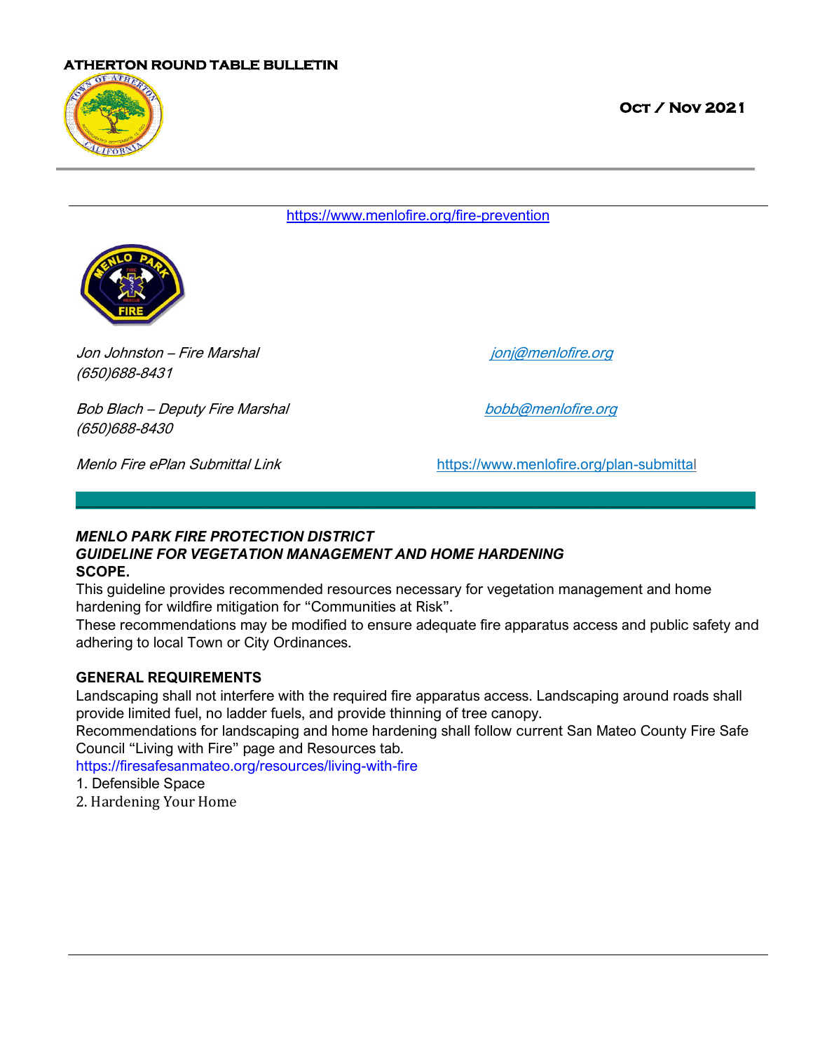https://www.menlofire.org/fire-prevention

*Jon Johnston – Fire Marshal* *jonj@menlofire.org*
*(650)688-8431*

*Bob Blach – Deputy Fire Marshal* *bobb@menlofire.org*
*(650)688-8430*

*Menlo Fire ePlan Submittal Link* https://www.menlofire.org/plan-submittal

***MENLO PARK FIRE PROTECTION DISTRICT***
***GUIDELINE FOR VEGETATION MANAGEMENT AND HOME HARDENING***

**SCOPE.**

This guideline provides recommended resources necessary for vegetation management and home hardening for wildfire mitigation for "Communities at Risk".

These recommendations may be modified to ensure adequate fire apparatus access and public safety and adhering to local Town or City Ordinances.

**GENERAL REQUIREMENTS**

Landscaping shall not interfere with the required fire apparatus access. Landscaping around roads shall provide limited fuel, no ladder fuels, and provide thinning of tree canopy.

Recommendations for landscaping and home hardening shall follow current San Mateo County Fire Safe Council "Living with Fire" page and Resources tab.

https://firesafesanmateo.org/resources/living-with-fire

1. Defensible Space
2. Hardening Your Home